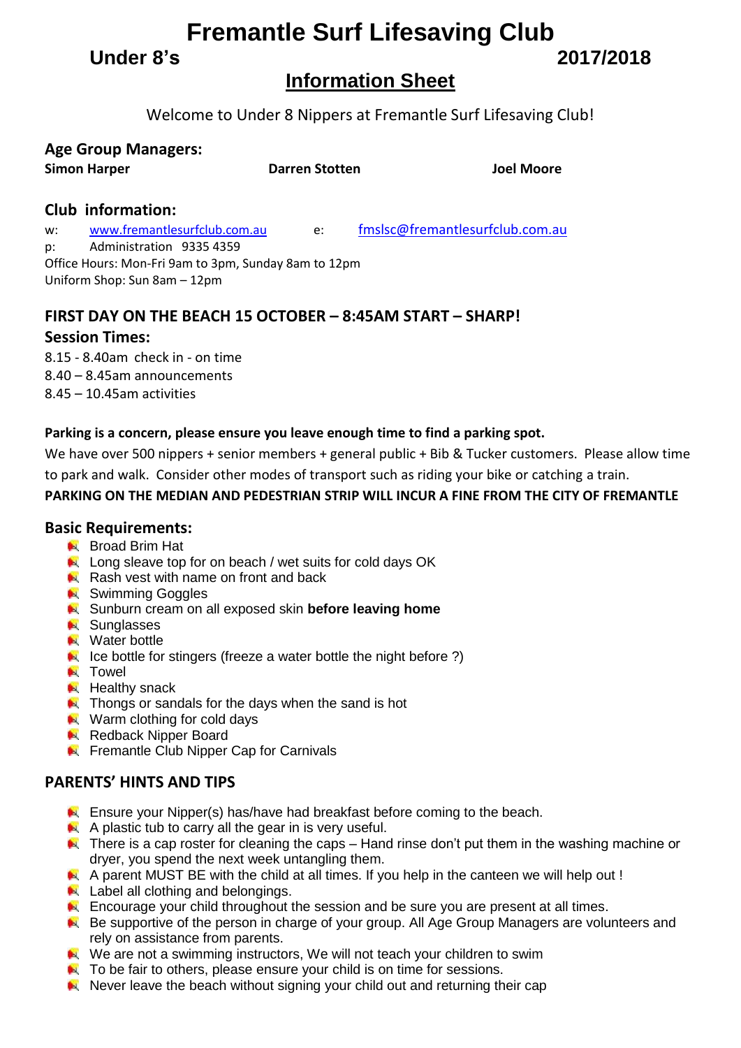# Fremantle Surf Lifesaving Club

**Under 8's** **2017/2018**

## Information Sheet

Welcome to Under 8 Nippers at Fremantle Surf Lifesaving Club!

### Age Group Managers:

**Simon Harper** **Darren Stotten** **Joel Moore**

### Club information:

w: www.fremantlesurfclub.com.au e: fmslsc@fremantlesurfclub.com.au
p: Administration 9335 4359
Office Hours: Mon-Fri 9am to 3pm, Sunday 8am to 12pm
Uniform Shop: Sun 8am – 12pm

### FIRST DAY ON THE BEACH 15 OCTOBER – 8:45AM START – SHARP!

### Session Times:

8.15 - 8.40am check in - on time
8.40 – 8.45am announcements
8.45 – 10.45am activities

**Parking is a concern, please ensure you leave enough time to find a parking spot.**

We have over 500 nippers + senior members + general public + Bib & Tucker customers. Please allow time to park and walk. Consider other modes of transport such as riding your bike or catching a train.

**PARKING ON THE MEDIAN AND PEDESTRIAN STRIP WILL INCUR A FINE FROM THE CITY OF FREMANTLE**

### Basic Requirements:

- Broad Brim Hat
- Long sleave top for on beach / wet suits for cold days OK
- Rash vest with name on front and back
- Swimming Goggles
- Sunburn cream on all exposed skin **before leaving home**
- Sunglasses
- Water bottle
- Ice bottle for stingers (freeze a water bottle the night before ?)
- Towel
- Healthy snack
- Thongs or sandals for the days when the sand is hot
- Warm clothing for cold days
- Redback Nipper Board
- Fremantle Club Nipper Cap for Carnivals

### PARENTS' HINTS AND TIPS

- Ensure your Nipper(s) has/have had breakfast before coming to the beach.
- A plastic tub to carry all the gear in is very useful.
- There is a cap roster for cleaning the caps – Hand rinse don't put them in the washing machine or dryer, you spend the next week untangling them.
- A parent MUST BE with the child at all times. If you help in the canteen we will help out !
- Label all clothing and belongings.
- Encourage your child throughout the session and be sure you are present at all times.
- Be supportive of the person in charge of your group. All Age Group Managers are volunteers and rely on assistance from parents.
- We are not a swimming instructors, We will not teach your children to swim
- To be fair to others, please ensure your child is on time for sessions.
- Never leave the beach without signing your child out and returning their cap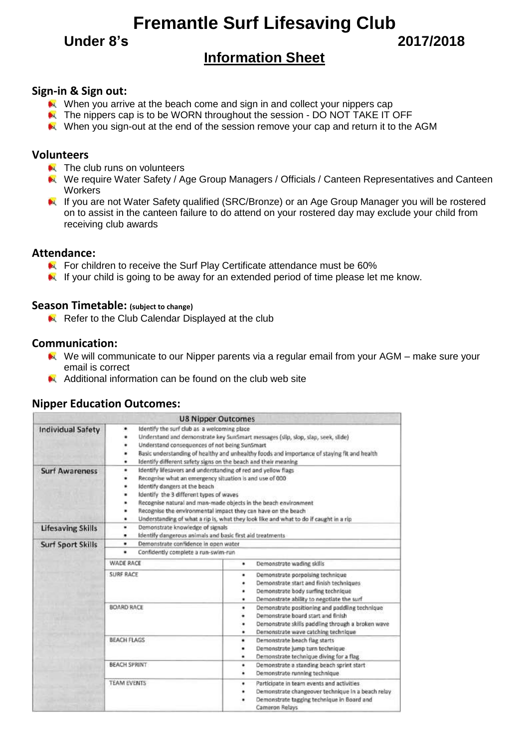# Fremantle Surf Lifesaving Club

**Under 8's** **2017/2018**

## Information Sheet

### Sign-in & Sign out:

- When you arrive at the beach come and sign in and collect your nippers cap
- The nippers cap is to be WORN throughout the session - DO NOT TAKE IT OFF
- When you sign-out at the end of the session remove your cap and return it to the AGM

### Volunteers

- The club runs on volunteers
- We require Water Safety / Age Group Managers / Officials / Canteen Representatives and Canteen Workers
- If you are not Water Safety qualified (SRC/Bronze) or an Age Group Manager you will be rostered on to assist in the canteen failure to do attend on your rostered day may exclude your child from receiving club awards

### Attendance:

- For children to receive the Surf Play Certificate attendance must be 60%
- If your child is going to be away for an extended period of time please let me know.

### Season Timetable: (subject to change)

- Refer to the Club Calendar Displayed at the club

### Communication:

- We will communicate to our Nipper parents via a regular email from your AGM – make sure your email is correct
- Additional information can be found on the club web site

### Nipper Education Outcomes:

| U8 Nipper Outcomes | | |
|---|---|---|
| Individual Safety | • Identify the surf club as a welcoming place<br>• Understand and demonstrate key SunSmart messages (slip, slop, slap, seek, slide)<br>• Understand consequences of not being SunSmart<br>• Basic understanding of healthy and unhealthy foods and importance of staying fit and health<br>• Identify different safety signs on the beach and their meaning | |
| Surf Awareness | • Identify lifesavers and understanding of red and yellow flags<br>• Recognise what an emergency situation is and use of 000<br>• Identify dangers at the beach<br>• Identify the 3 different types of waves<br>• Recognise natural and man-made objects in the beach environment<br>• Recognise the environmental impact they can have on the beach<br>• Understanding of what a rip is, what they look like and what to do if caught in a rip | |
| Lifesaving Skills | • Demonstrate knowledge of signals<br>• Identify dangerous animals and basic first aid treatments | |
| Surf Sport Skills | • Demonstrate confidence in open water<br>• Confidently complete a run-swim-run | |
| | WADE RACE | • Demonstrate wading skills |
| | SURF RACE | • Demonstrate porpoising technique<br>• Demonstrate start and finish techniques<br>• Demonstrate body surfing technique<br>• Demonstrate ability to negotiate the surf |
| | BOARD RACE | • Demonstrate positioning and paddling technique<br>• Demonstrate board start and finish<br>• Demonstrate skills paddling through a broken wave<br>• Demonstrate wave catching technique |
| | BEACH FLAGS | • Demonstrate beach flag starts<br>• Demonstrate jump turn technique<br>• Demonstrate technique diving for a flag |
| | BEACH SPRINT | • Demonstrate a standing beach sprint start<br>• Demonstrate running technique |
| | TEAM EVENTS | • Participate in team events and activities<br>• Demonstrate changeover technique in a beach relay<br>• Demonstrate tagging technique in Board and Cameron Relays |